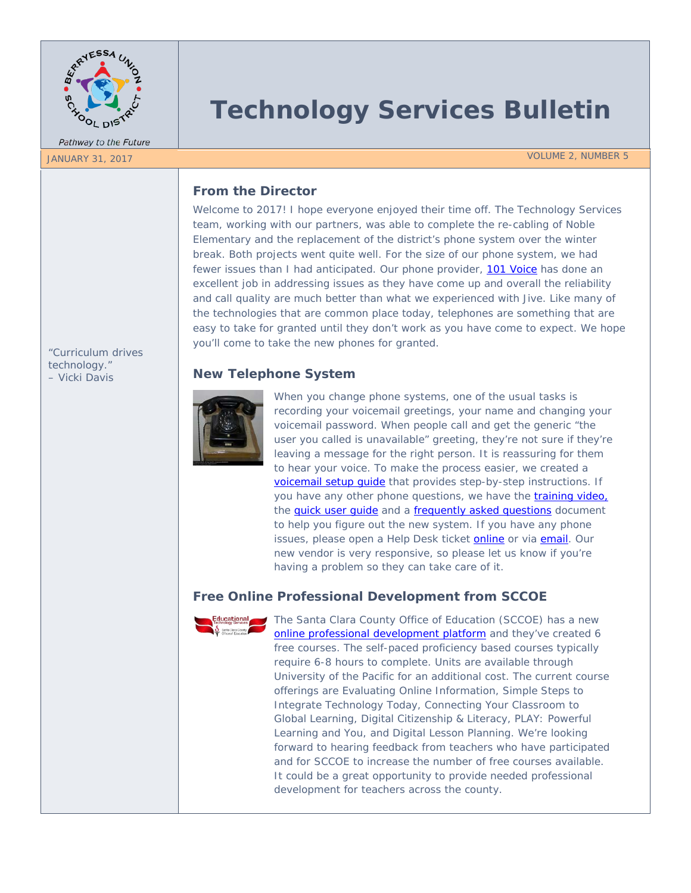# Technology Services Bulletin

Pathway to the Future

JANUARY 31, 2017

VOLUME 2, NUMBER 5

"Curriculum drives technology."
– Vicki Davis

## From the Director

Welcome to 2017! I hope everyone enjoyed their time off. The Technology Services team, working with our partners, was able to complete the re-cabling of Noble Elementary and the replacement of the district's phone system over the winter break. Both projects went quite well. For the size of our phone system, we had fewer issues than I had anticipated. Our phone provider, 101 Voice has done an excellent job in addressing issues as they have come up and overall the reliability and call quality are much better than what we experienced with Jive. Like many of the technologies that are common place today, telephones are something that are easy to take for granted until they don't work as you have come to expect. We hope you'll come to take the new phones for granted.

## New Telephone System

When you change phone systems, one of the usual tasks is recording your voicemail greetings, your name and changing your voicemail password. When people call and get the generic "the user you called is unavailable" greeting, they're not sure if they're leaving a message for the right person. It is reassuring for them to hear your voice. To make the process easier, we created a voicemail setup guide that provides step-by-step instructions. If you have any other phone questions, we have the training video, the quick user guide and a frequently asked questions document to help you figure out the new system. If you have any phone issues, please open a Help Desk ticket online or via email. Our new vendor is very responsive, so please let us know if you're having a problem so they can take care of it.

## Free Online Professional Development from SCCOE

The Santa Clara County Office of Education (SCCOE) has a new online professional development platform and they've created 6 free courses. The self-paced proficiency based courses typically require 6-8 hours to complete. Units are available through University of the Pacific for an additional cost. The current course offerings are Evaluating Online Information, Simple Steps to Integrate Technology Today, Connecting Your Classroom to Global Learning, Digital Citizenship & Literacy, PLAY: Powerful Learning and You, and Digital Lesson Planning. We're looking forward to hearing feedback from teachers who have participated and for SCCOE to increase the number of free courses available. It could be a great opportunity to provide needed professional development for teachers across the county.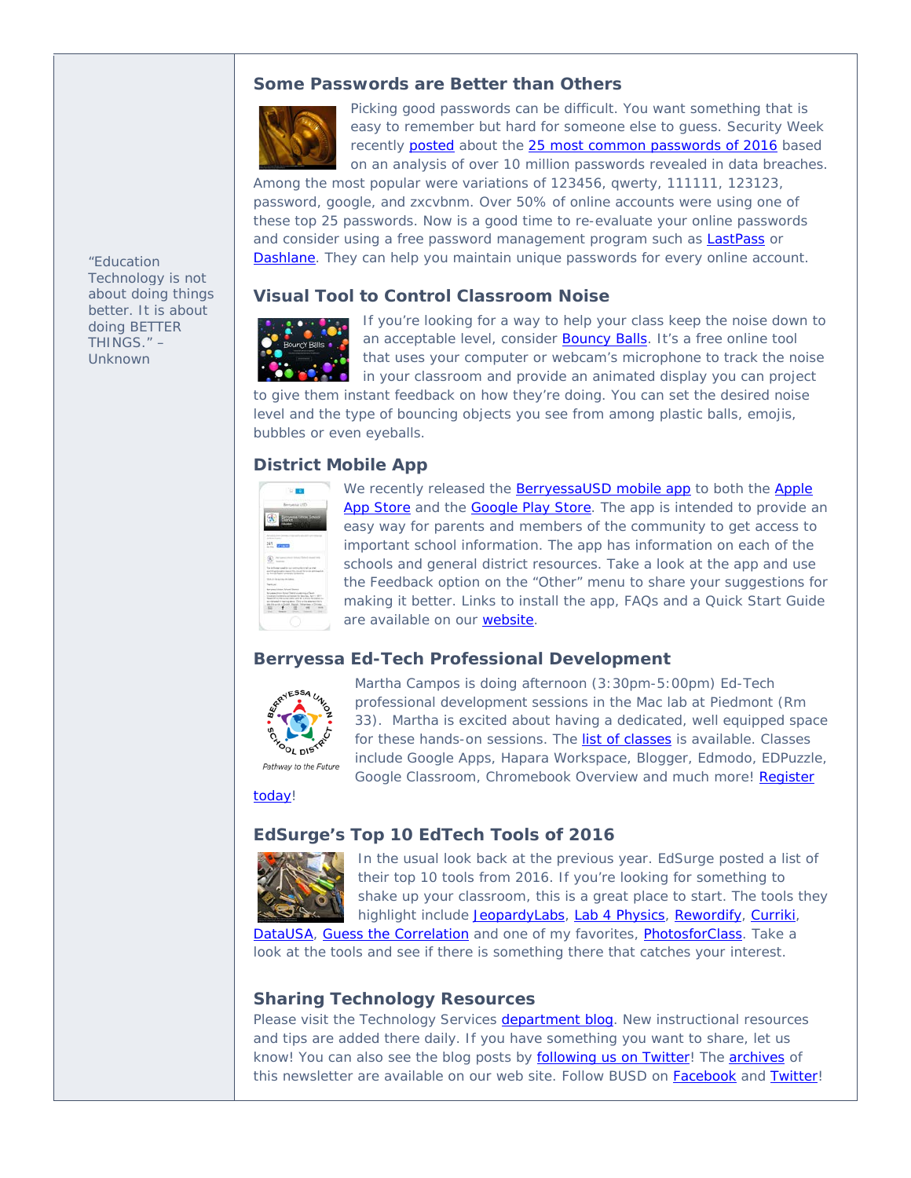"Education Technology is not about doing things better. It is about doing BETTER THINGS." – Unknown

## Some Passwords are Better than Others

Picking good passwords can be difficult. You want something that is easy to remember but hard for someone else to guess. Security Week recently posted about the 25 most common passwords of 2016 based on an analysis of over 10 million passwords revealed in data breaches. Among the most popular were variations of 123456, qwerty, 111111, 123123, password, google, and zxcvbnm. Over 50% of online accounts were using one of these top 25 passwords. Now is a good time to re-evaluate your online passwords and consider using a free password management program such as LastPass or Dashlane. They can help you maintain unique passwords for every online account.

## Visual Tool to Control Classroom Noise

If you're looking for a way to help your class keep the noise down to an acceptable level, consider Bouncy Balls. It's a free online tool that uses your computer or webcam's microphone to track the noise in your classroom and provide an animated display you can project to give them instant feedback on how they're doing. You can set the desired noise level and the type of bouncing objects you see from among plastic balls, emojis, bubbles or even eyeballs.

## District Mobile App

We recently released the BerryessaUSD mobile app to both the Apple App Store and the Google Play Store. The app is intended to provide an easy way for parents and members of the community to get access to important school information. The app has information on each of the schools and general district resources. Take a look at the app and use the Feedback option on the "Other" menu to share your suggestions for making it better. Links to install the app, FAQs and a Quick Start Guide are available on our website.

## Berryessa Ed-Tech Professional Development

Martha Campos is doing afternoon (3:30pm-5:00pm) Ed-Tech professional development sessions in the Mac lab at Piedmont (Rm 33). Martha is excited about having a dedicated, well equipped space for these hands-on sessions. The list of classes is available. Classes include Google Apps, Hapara Workspace, Blogger, Edmodo, EDPuzzle, Google Classroom, Chromebook Overview and much more! Register today!

## EdSurge's Top 10 EdTech Tools of 2016

In the usual look back at the previous year. EdSurge posted a list of their top 10 tools from 2016. If you're looking for something to shake up your classroom, this is a great place to start. The tools they highlight include JeopardyLabs, Lab 4 Physics, Rewordify, Curriki, DataUSA, Guess the Correlation and one of my favorites, PhotosforClass. Take a look at the tools and see if there is something there that catches your interest.

## Sharing Technology Resources

Please visit the Technology Services department blog. New instructional resources and tips are added there daily. If you have something you want to share, let us know! You can also see the blog posts by following us on Twitter! The archives of this newsletter are available on our web site. Follow BUSD on Facebook and Twitter!